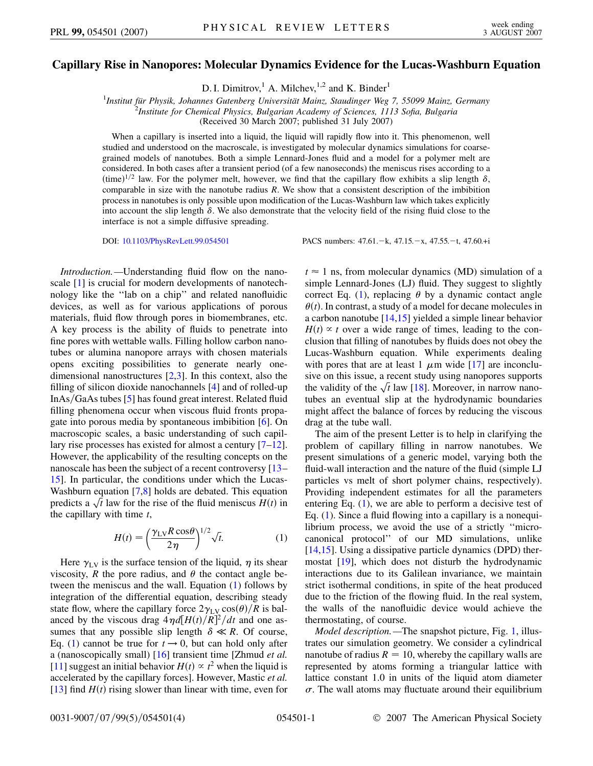# Capillary Rise in Nanopores: Molecular Dynamics Evidence for the Lucas-Washburn Equation

D. I. Dimitrov,[1] A. Milchev,[1,2] and K. Binder[1]

[1] *Institut für Physik, Johannes Gutenberg Universität Mainz, Staudinger Weg 7, 55099 Mainz, Germany*
[2] *Institute for Chemical Physics, Bulgarian Academy of Sciences, 1113 Sofia, Bulgaria*
(Received 30 March 2007; published 31 July 2007)

When a capillary is inserted into a liquid, the liquid will rapidly flow into it. This phenomenon, well studied and understood on the macroscale, is investigated by molecular dynamics simulations for coarse-grained models of nanotubes. Both a simple Lennard-Jones fluid and a model for a polymer melt are considered. In both cases after a transient period (of a few nanoseconds) the meniscus rises according to a $(\text{time})^{1/2}$ law. For the polymer melt, however, we find that the capillary flow exhibits a slip length $\delta$, comparable in size with the nanotube radius $R$. We show that a consistent description of the imbibition process in nanotubes is only possible upon modification of the Lucas-Washburn law which takes explicitly into account the slip length $\delta$. We also demonstrate that the velocity field of the rising fluid close to the interface is not a simple diffusive spreading.

DOI: 10.1103/PhysRevLett.99.054501 PACS numbers: 47.61.−k, 47.15.−x, 47.55.−t, 47.60.+i

*Introduction.*—Understanding fluid flow on the nanoscale [1] is crucial for modern developments of nanotechnology like the "lab on a chip" and related nanofluidic devices, as well as for various applications of porous materials, fluid flow through pores in biomembranes, etc. A key process is the ability of fluids to penetrate into fine pores with wettable walls. Filling hollow carbon nanotubes or alumina nanopore arrays with chosen materials opens exciting possibilities to generate nearly one-dimensional nanostructures [2,3]. In this context, also the filling of silicon dioxide nanochannels [4] and of rolled-up InAs/GaAs tubes [5] has found great interest. Related fluid filling phenomena occur when viscous fluid fronts propagate into porous media by spontaneous imbibition [6]. On macroscopic scales, a basic understanding of such capillary rise processes has existed for almost a century [7–12]. However, the applicability of the resulting concepts on the nanoscale has been the subject of a recent controversy [13–15]. In particular, the conditions under which the Lucas-Washburn equation [7,8] holds are debated. This equation predicts a $\sqrt{t}$ law for the rise of the fluid meniscus $H(t)$ in the capillary with time $t$,

$$H(t) = \left(\frac{\gamma_{\text{LV}} R \cos\theta}{2\eta}\right)^{1/2} \sqrt{t}. \tag{1}$$

Here $\gamma_{\text{LV}}$ is the surface tension of the liquid, $\eta$ its shear viscosity, $R$ the pore radius, and $\theta$ the contact angle between the meniscus and the wall. Equation (1) follows by integration of the differential equation, describing steady state flow, where the capillary force $2\gamma_{\text{LV}}\cos(\theta)/R$ is balanced by the viscous drag $4\eta d[H(t)/R]^2/dt$ and one assumes that any possible slip length $\delta \ll R$. Of course, Eq. (1) cannot be true for $t \to 0$, but can hold only after a (nanoscopically small) [16] transient time [Zhmud *et al.* [11] suggest an initial behavior $H(t) \propto t^2$ when the liquid is accelerated by the capillary forces]. However, Mastic *et al.* [13] find $H(t)$ rising slower than linear with time, even for $t \approx 1$ ns, from molecular dynamics (MD) simulation of a simple Lennard-Jones (LJ) fluid. They suggest to slightly correct Eq. (1), replacing $\theta$ by a dynamic contact angle $\theta(t)$. In contrast, a study of a model for decane molecules in a carbon nanotube [14,15] yielded a simple linear behavior $H(t) \propto t$ over a wide range of times, leading to the conclusion that filling of nanotubes by fluids does not obey the Lucas-Washburn equation. While experiments dealing with pores that are at least 1 $\mu$m wide [17] are inconclusive on this issue, a recent study using nanopores supports the validity of the $\sqrt{t}$ law [18]. Moreover, in narrow nanotubes an eventual slip at the hydrodynamic boundaries might affect the balance of forces by reducing the viscous drag at the tube wall.

The aim of the present Letter is to help in clarifying the problem of capillary filling in narrow nanotubes. We present simulations of a generic model, varying both the fluid-wall interaction and the nature of the fluid (simple LJ particles vs melt of short polymer chains, respectively). Providing independent estimates for all the parameters entering Eq. (1), we are able to perform a decisive test of Eq. (1). Since a fluid flowing into a capillary is a nonequilibrium process, we avoid the use of a strictly "microcanonical protocol" of our MD simulations, unlike [14,15]. Using a dissipative particle dynamics (DPD) thermostat [19], which does not disturb the hydrodynamic interactions due to its Galilean invariance, we maintain strict isothermal conditions, in spite of the heat produced due to the friction of the flowing fluid. In the real system, the walls of the nanofluidic device would achieve the thermostating, of course.

*Model description.*—The snapshot picture, Fig. 1, illustrates our simulation geometry. We consider a cylindrical nanotube of radius $R = 10$, whereby the capillary walls are represented by atoms forming a triangular lattice with lattice constant 1.0 in units of the liquid atom diameter $\sigma$. The wall atoms may fluctuate around their equilibrium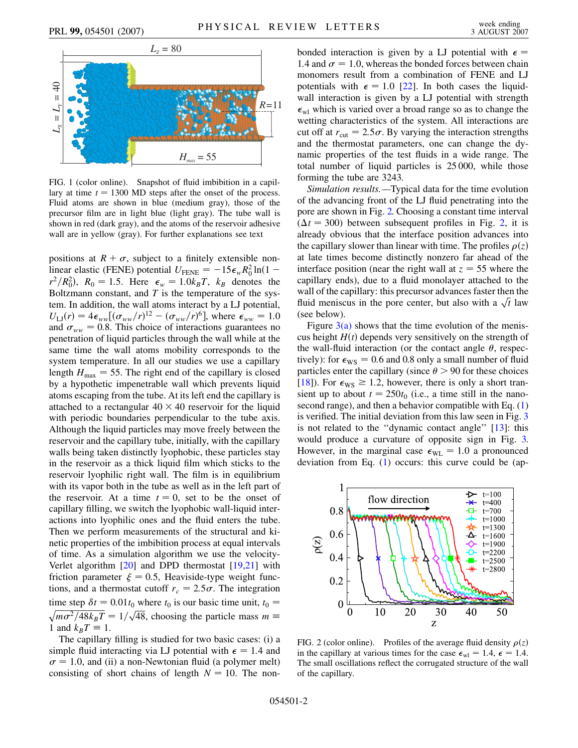FIG. 1 (color online). Snapshot of fluid imbibition in a capillary at time $t = 1300$ MD steps after the onset of the process. Fluid atoms are shown in blue (medium gray), those of the precursor film are in light blue (light gray). The tube wall is shown in red (dark gray), and the atoms of the reservoir adhesive wall are in yellow (gray). For further explanations see text

positions at $R + \sigma$, subject to a finitely extensible nonlinear elastic (FENE) potential $U_{\mathrm{FENE}} = -15\epsilon_w R_0^2 \ln(1 - r^2/R_0^2)$, $R_0 = 1.5$. Here $\epsilon_w = 1.0 k_B T$, $k_B$ denotes the Boltzmann constant, and $T$ is the temperature of the system. In addition, the wall atoms interact by a LJ potential, $U_{\mathrm{LJ}}(r) = 4\epsilon_{ww}[(\sigma_{ww}/r)^{12} - (\sigma_{ww}/r)^6]$, where $\epsilon_{ww} = 1.0$ and $\sigma_{ww} = 0.8$. This choice of interactions guarantees no penetration of liquid particles through the wall while at the same time the wall atoms mobility corresponds to the system temperature. In all our studies we use a capillary length $H_{\max} = 55$. The right end of the capillary is closed by a hypothetic impenetrable wall which prevents liquid atoms escaping from the tube. At its left end the capillary is attached to a rectangular $40 \times 40$ reservoir for the liquid with periodic boundaries perpendicular to the tube axis. Although the liquid particles may move freely between the reservoir and the capillary tube, initially, with the capillary walls being taken distinctly lyophobic, these particles stay in the reservoir as a thick liquid film which sticks to the reservoir lyophilic right wall. The film is in equilibrium with its vapor both in the tube as well as in the left part of the reservoir. At a time $t = 0$, set to be the onset of capillary filling, we switch the lyophobic wall-liquid interactions into lyophilic ones and the fluid enters the tube. Then we perform measurements of the structural and kinetic properties of the imbibition process at equal intervals of time. As a simulation algorithm we use the velocity-Verlet algorithm [20] and DPD thermostat [19,21] with friction parameter $\xi = 0.5$, Heaviside-type weight functions, and a thermostat cutoff $r_c = 2.5\sigma$. The integration time step $\delta t = 0.01 t_0$ where $t_0$ is our basic time unit, $t_0 = \sqrt{m\sigma^2/48 k_B T} = 1/\sqrt{48}$, choosing the particle mass $m \equiv 1$ and $k_B T \equiv 1$.

The capillary filling is studied for two basic cases: (i) a simple fluid interacting via LJ potential with $\epsilon = 1.4$ and $\sigma = 1.0$, and (ii) a non-Newtonian fluid (a polymer melt) consisting of short chains of length $N = 10$. The nonbonded interaction is given by a LJ potential with $\epsilon = 1.4$ and $\sigma = 1.0$, whereas the bonded forces between chain monomers result from a combination of FENE and LJ potentials with $\epsilon = 1.0$ [22]. In both cases the liquid-wall interaction is given by a LJ potential with strength $\epsilon_{\mathrm{wl}}$ which is varied over a broad range so as to change the wetting characteristics of the system. All interactions are cut off at $r_{\mathrm{cut}} = 2.5\sigma$. By varying the interaction strengths and the thermostat parameters, one can change the dynamic properties of the test fluids in a wide range. The total number of liquid particles is 25 000, while those forming the tube are 3243.

*Simulation results.*—Typical data for the time evolution of the advancing front of the LJ fluid penetrating into the pore are shown in Fig. 2. Choosing a constant time interval ($\Delta t = 300$) between subsequent profiles in Fig. 2, it is already obvious that the interface position advances into the capillary slower than linear with time. The profiles $\rho(z)$ at late times become distinctly nonzero far ahead of the interface position (near the right wall at $z = 55$ where the capillary ends), due to a fluid monolayer attached to the wall of the capillary: this precursor advances faster then the fluid meniscus in the pore center, but also with a $\sqrt{t}$ law (see below).

Figure 3(a) shows that the time evolution of the meniscus height $H(t)$ depends very sensitively on the strength of the wall-fluid interaction (or the contact angle $\theta$, respectively): for $\epsilon_{\mathrm{WS}} = 0.6$ and 0.8 only a small number of fluid particles enter the capillary (since $\theta > 90$ for these choices [18]). For $\epsilon_{\mathrm{WS}} \geq 1.2$, however, there is only a short transient up to about $t = 250 t_0$ (i.e., a time still in the nanosecond range), and then a behavior compatible with Eq. (1) is verified. The initial deviation from this law seen in Fig. 3 is not related to the "dynamic contact angle" [13]: this would produce a curvature of opposite sign in Fig. 3. However, in the marginal case $\epsilon_{\mathrm{WL}} = 1.0$ a pronounced deviation from Eq. (1) occurs: this curve could be (ap-

FIG. 2 (color online). Profiles of the average fluid density $\rho(z)$ in the capillary at various times for the case $\epsilon_{\mathrm{wl}} = 1.4$, $\epsilon = 1.4$. The small oscillations reflect the corrugated structure of the wall of the capillary.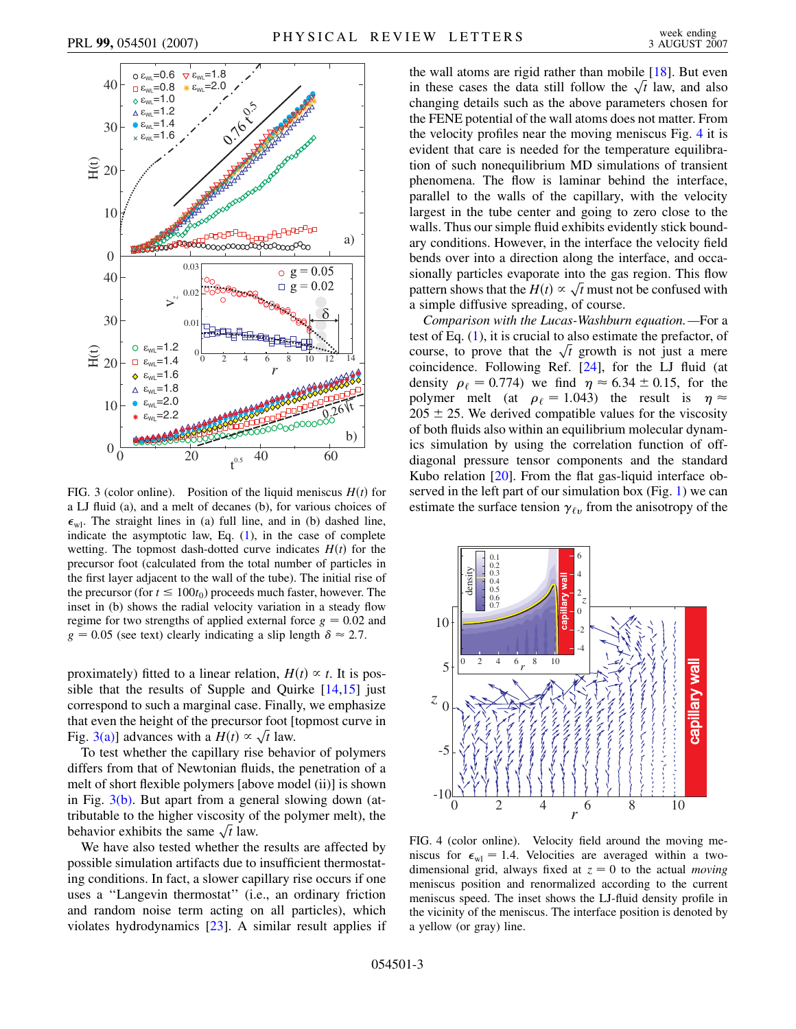FIG. 3 (color online). Position of the liquid meniscus $H(t)$ for a LJ fluid (a), and a melt of decanes (b), for various choices of $\epsilon_{\rm wl}$. The straight lines in (a) full line, and in (b) dashed line, indicate the asymptotic law, Eq. (1), in the case of complete wetting. The topmost dash-dotted curve indicates $H(t)$ for the precursor foot (calculated from the total number of particles in the first layer adjacent to the wall of the tube). The initial rise of the precursor (for $t \leq 100t_0$) proceeds much faster, however. The inset in (b) shows the radial velocity variation in a steady flow regime for two strengths of applied external force $g = 0.02$ and $g = 0.05$ (see text) clearly indicating a slip length $\delta \approx 2.7$.

proximately) fitted to a linear relation, $H(t) \propto t$. It is possible that the results of Supple and Quirke [14,15] just correspond to such a marginal case. Finally, we emphasize that even the height of the precursor foot [topmost curve in Fig. 3(a)] advances with a $H(t) \propto \sqrt{t}$ law.

To test whether the capillary rise behavior of polymers differs from that of Newtonian fluids, the penetration of a melt of short flexible polymers [above model (ii)] is shown in Fig. 3(b). But apart from a general slowing down (attributable to the higher viscosity of the polymer melt), the behavior exhibits the same $\sqrt{t}$ law.

We have also tested whether the results are affected by possible simulation artifacts due to insufficient thermostatting conditions. In fact, a slower capillary rise occurs if one uses a "Langevin thermostat" (i.e., an ordinary friction and random noise term acting on all particles), which violates hydrodynamics [23]. A similar result applies if the wall atoms are rigid rather than mobile [18]. But even in these cases the data still follow the $\sqrt{t}$ law, and also changing details such as the above parameters chosen for the FENE potential of the wall atoms does not matter. From the velocity profiles near the moving meniscus Fig. 4 it is evident that care is needed for the temperature equilibration of such nonequilibrium MD simulations of transient phenomena. The flow is laminar behind the interface, parallel to the walls of the capillary, with the velocity largest in the tube center and going to zero close to the walls. Thus our simple fluid exhibits evidently stick boundary conditions. However, in the interface the velocity field bends over into a direction along the interface, and occasionally particles evaporate into the gas region. This flow pattern shows that the $H(t) \propto \sqrt{t}$ must not be confused with a simple diffusive spreading, of course.

*Comparison with the Lucas-Washburn equation.*—For a test of Eq. (1), it is crucial to also estimate the prefactor, of course, to prove that the $\sqrt{t}$ growth is not just a mere coincidence. Following Ref. [24], for the LJ fluid (at density $\rho_\ell = 0.774$) we find $\eta \approx 6.34 \pm 0.15$, for the polymer melt (at $\rho_\ell = 1.043$) the result is $\eta \approx 205 \pm 25$. We derived compatible values for the viscosity of both fluids also within an equilibrium molecular dynamics simulation by using the correlation function of off-diagonal pressure tensor components and the standard Kubo relation [20]. From the flat gas-liquid interface observed in the left part of our simulation box (Fig. 1) we can estimate the surface tension $\gamma_{\ell v}$ from the anisotropy of the

FIG. 4 (color online). Velocity field around the moving meniscus for $\epsilon_{\rm wl} = 1.4$. Velocities are averaged within a two-dimensional grid, always fixed at $z = 0$ to the actual *moving* meniscus position and renormalized according to the current meniscus speed. The inset shows the LJ-fluid density profile in the vicinity of the meniscus. The interface position is denoted by a yellow (or gray) line.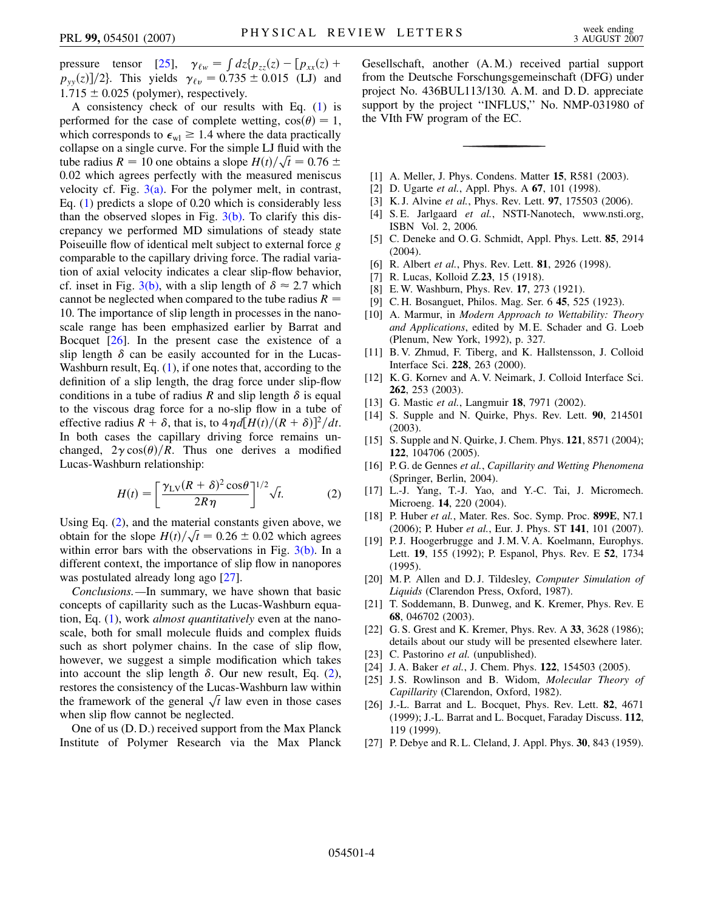pressure tensor [25], $\gamma_{\ell w} = \int dz\{p_{zz}(z) - [p_{xx}(z) + p_{yy}(z)]/2\}$. This yields $\gamma_{\ell v} = 0.735 \pm 0.015$ (LJ) and $1.715 \pm 0.025$ (polymer), respectively.

A consistency check of our results with Eq. (1) is performed for the case of complete wetting, $\cos(\theta) = 1$, which corresponds to $\epsilon_{wl} \geq 1.4$ where the data practically collapse on a single curve. For the simple LJ fluid with the tube radius $R = 10$ one obtains a slope $H(t)/\sqrt{t} = 0.76 \pm 0.02$ which agrees perfectly with the measured meniscus velocity cf. Fig. 3(a). For the polymer melt, in contrast, Eq. (1) predicts a slope of 0.20 which is considerably less than the observed slopes in Fig. 3(b). To clarify this discrepancy we performed MD simulations of steady state Poiseuille flow of identical melt subject to external force $g$ comparable to the capillary driving force. The radial variation of axial velocity indicates a clear slip-flow behavior, cf. inset in Fig. 3(b), with a slip length of $\delta \approx 2.7$ which cannot be neglected when compared to the tube radius $R = 10$. The importance of slip length in processes in the nanoscale range has been emphasized earlier by Barrat and Bocquet [26]. In the present case the existence of a slip length $\delta$ can be easily accounted for in the Lucas-Washburn result, Eq. (1), if one notes that, according to the definition of a slip length, the drag force under slip-flow conditions in a tube of radius $R$ and slip length $\delta$ is equal to the viscous drag force for a no-slip flow in a tube of effective radius $R + \delta$, that is, to $4\eta d[H(t)/(R + \delta)]^2/dt$. In both cases the capillary driving force remains unchanged, $2\gamma \cos(\theta)/R$. Thus one derives a modified Lucas-Washburn relationship:

$$H(t) = \left[\frac{\gamma_{LV}(R + \delta)^2 \cos\theta}{2R\eta}\right]^{1/2} \sqrt{t}. \tag{2}$$

Using Eq. (2), and the material constants given above, we obtain for the slope $H(t)/\sqrt{t} = 0.26 \pm 0.02$ which agrees within error bars with the observations in Fig. 3(b). In a different context, the importance of slip flow in nanopores was postulated already long ago [27].

*Conclusions.*—In summary, we have shown that basic concepts of capillarity such as the Lucas-Washburn equation, Eq. (1), work *almost quantitatively* even at the nanoscale, both for small molecule fluids and complex fluids such as short polymer chains. In the case of slip flow, however, we suggest a simple modification which takes into account the slip length $\delta$. Our new result, Eq. (2), restores the consistency of the Lucas-Washburn law within the framework of the general $\sqrt{t}$ law even in those cases when slip flow cannot be neglected.

One of us (D. D.) received support from the Max Planck Institute of Polymer Research via the Max Planck Gesellschaft, another (A. M.) received partial support from the Deutsche Forschungsgemeinschaft (DFG) under project No. 436BUL113/130. A. M. and D. D. appreciate support by the project "INFLUS," No. NMP-031980 of the VIth FW program of the EC.

---

[1] A. Meller, J. Phys. Condens. Matter **15**, R581 (2003).
[2] D. Ugarte *et al.*, Appl. Phys. A **67**, 101 (1998).
[3] K. J. Alvine *et al.*, Phys. Rev. Lett. **97**, 175503 (2006).
[4] S. E. Jarlgaard *et al.*, NSTI-Nanotech, www.nsti.org, ISBN Vol. 2, 2006.
[5] C. Deneke and O. G. Schmidt, Appl. Phys. Lett. **85**, 2914 (2004).
[6] R. Albert *et al.*, Phys. Rev. Lett. **81**, 2926 (1998).
[7] R. Lucas, Kolloid Z.**23**, 15 (1918).
[8] E. W. Washburn, Phys. Rev. **17**, 273 (1921).
[9] C. H. Bosanguet, Philos. Mag. Ser. 6 **45**, 525 (1923).
[10] A. Marmur, in *Modern Approach to Wettability: Theory and Applications*, edited by M. E. Schader and G. Loeb (Plenum, New York, 1992), p. 327.
[11] B. V. Zhmud, F. Tiberg, and K. Hallstensson, J. Colloid Interface Sci. **228**, 263 (2000).
[12] K. G. Kornev and A. V. Neimark, J. Colloid Interface Sci. **262**, 253 (2003).
[13] G. Mastic *et al.*, Langmuir **18**, 7971 (2002).
[14] S. Supple and N. Quirke, Phys. Rev. Lett. **90**, 214501 (2003).
[15] S. Supple and N. Quirke, J. Chem. Phys. **121**, 8571 (2004); **122**, 104706 (2005).
[16] P. G. de Gennes *et al.*, *Capillarity and Wetting Phenomena* (Springer, Berlin, 2004).
[17] L.-J. Yang, T.-J. Yao, and Y.-C. Tai, J. Micromech. Microeng. **14**, 220 (2004).
[18] P. Huber *et al.*, Mater. Res. Soc. Symp. Proc. **899E**, N7.1 (2006); P. Huber *et al.*, Eur. J. Phys. ST **141**, 101 (2007).
[19] P. J. Hoogerbrugge and J. M. V. A. Koelmann, Europhys. Lett. **19**, 155 (1992); P. Espanol, Phys. Rev. E **52**, 1734 (1995).
[20] M. P. Allen and D. J. Tildesley, *Computer Simulation of Liquids* (Clarendon Press, Oxford, 1987).
[21] T. Soddemann, B. Dunweg, and K. Kremer, Phys. Rev. E **68**, 046702 (2003).
[22] G. S. Grest and K. Kremer, Phys. Rev. A **33**, 3628 (1986); details about our study will be presented elsewhere later.
[23] C. Pastorino *et al.* (unpublished).
[24] J. A. Baker *et al.*, J. Chem. Phys. **122**, 154503 (2005).
[25] J. S. Rowlinson and B. Widom, *Molecular Theory of Capillarity* (Clarendon, Oxford, 1982).
[26] J.-L. Barrat and L. Bocquet, Phys. Rev. Lett. **82**, 4671 (1999); J.-L. Barrat and L. Bocquet, Faraday Discuss. **112**, 119 (1999).
[27] P. Debye and R. L. Cleland, J. Appl. Phys. **30**, 843 (1959).